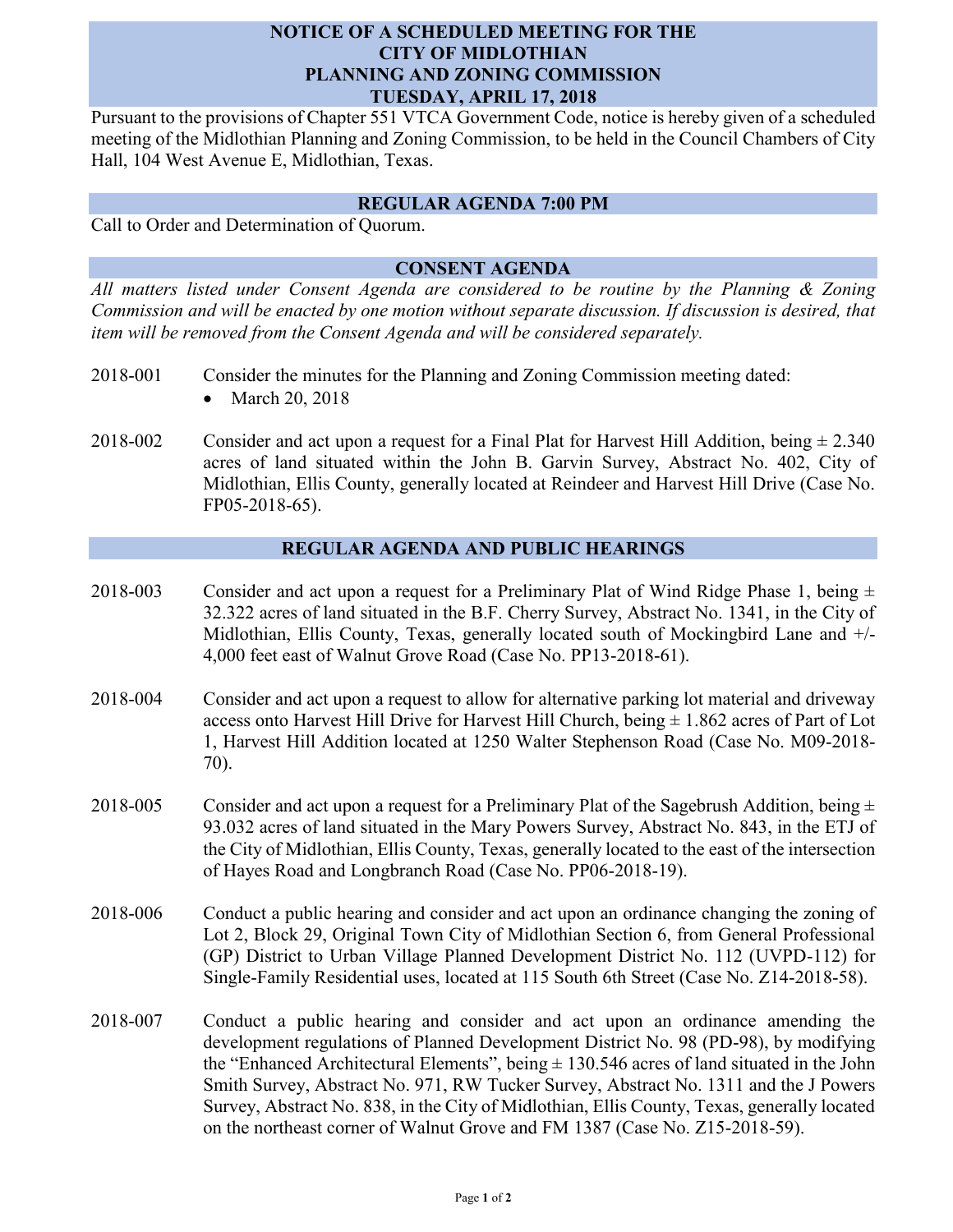# NOTICE OF A SCHEDULED MEETING FOR THE CITY OF MIDLOTHIAN PLANNING AND ZONING COMMISSION TUESDAY, APRIL 17, 2018

Pursuant to the provisions of Chapter 551 VTCA Government Code, notice is hereby given of a scheduled meeting of the Midlothian Planning and Zoning Commission, to be held in the Council Chambers of City Hall, 104 West Avenue E, Midlothian, Texas.

## REGULAR AGENDA 7:00 PM

Call to Order and Determination of Quorum.

## CONSENT AGENDA

*All matters listed under Consent Agenda are considered to be routine by the Planning & Zoning Commission and will be enacted by one motion without separate discussion. If discussion is desired, that item will be removed from the Consent Agenda and will be considered separately.*

2018-001 Consider the minutes for the Planning and Zoning Commission meeting dated:

- March 20, 2018

2018-002 Consider and act upon a request for a Final Plat for Harvest Hill Addition, being ± 2.340 acres of land situated within the John B. Garvin Survey, Abstract No. 402, City of Midlothian, Ellis County, generally located at Reindeer and Harvest Hill Drive (Case No. FP05-2018-65).

## REGULAR AGENDA AND PUBLIC HEARINGS

2018-003 Consider and act upon a request for a Preliminary Plat of Wind Ridge Phase 1, being ± 32.322 acres of land situated in the B.F. Cherry Survey, Abstract No. 1341, in the City of Midlothian, Ellis County, Texas, generally located south of Mockingbird Lane and +/- 4,000 feet east of Walnut Grove Road (Case No. PP13-2018-61).

2018-004 Consider and act upon a request to allow for alternative parking lot material and driveway access onto Harvest Hill Drive for Harvest Hill Church, being ± 1.862 acres of Part of Lot 1, Harvest Hill Addition located at 1250 Walter Stephenson Road (Case No. M09-2018-70).

2018-005 Consider and act upon a request for a Preliminary Plat of the Sagebrush Addition, being ± 93.032 acres of land situated in the Mary Powers Survey, Abstract No. 843, in the ETJ of the City of Midlothian, Ellis County, Texas, generally located to the east of the intersection of Hayes Road and Longbranch Road (Case No. PP06-2018-19).

2018-006 Conduct a public hearing and consider and act upon an ordinance changing the zoning of Lot 2, Block 29, Original Town City of Midlothian Section 6, from General Professional (GP) District to Urban Village Planned Development District No. 112 (UVPD-112) for Single-Family Residential uses, located at 115 South 6th Street (Case No. Z14-2018-58).

2018-007 Conduct a public hearing and consider and act upon an ordinance amending the development regulations of Planned Development District No. 98 (PD-98), by modifying the "Enhanced Architectural Elements", being ± 130.546 acres of land situated in the John Smith Survey, Abstract No. 971, RW Tucker Survey, Abstract No. 1311 and the J Powers Survey, Abstract No. 838, in the City of Midlothian, Ellis County, Texas, generally located on the northeast corner of Walnut Grove and FM 1387 (Case No. Z15-2018-59).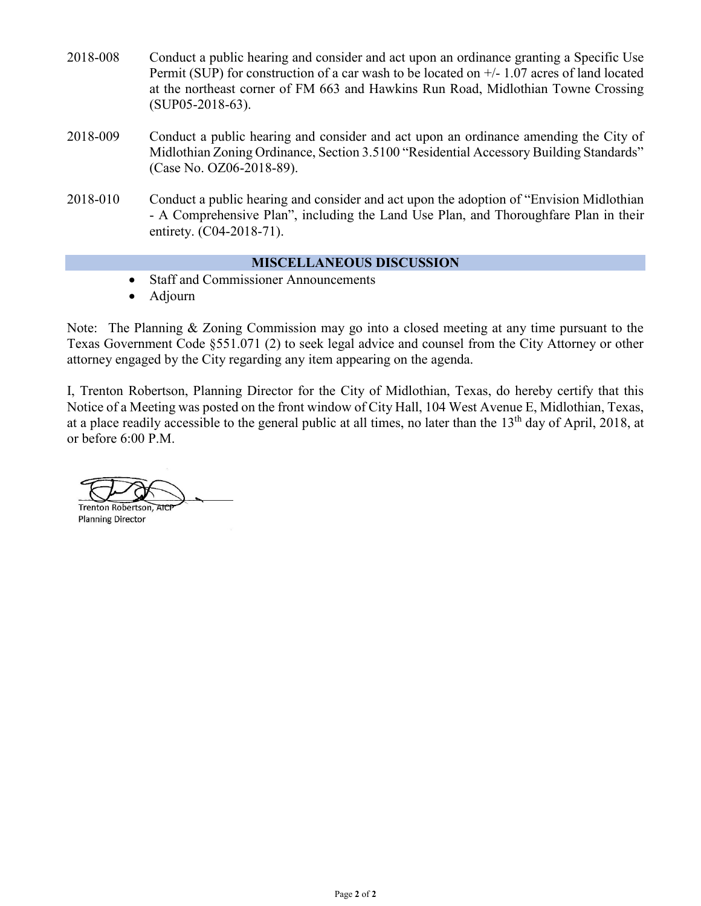2018-008 Conduct a public hearing and consider and act upon an ordinance granting a Specific Use Permit (SUP) for construction of a car wash to be located on +/- 1.07 acres of land located at the northeast corner of FM 663 and Hawkins Run Road, Midlothian Towne Crossing (SUP05-2018-63).

2018-009 Conduct a public hearing and consider and act upon an ordinance amending the City of Midlothian Zoning Ordinance, Section 3.5100 "Residential Accessory Building Standards" (Case No. OZ06-2018-89).

2018-010 Conduct a public hearing and consider and act upon the adoption of "Envision Midlothian - A Comprehensive Plan", including the Land Use Plan, and Thoroughfare Plan in their entirety. (C04-2018-71).

## MISCELLANEOUS DISCUSSION

- Staff and Commissioner Announcements
- Adjourn

Note: The Planning & Zoning Commission may go into a closed meeting at any time pursuant to the Texas Government Code §551.071 (2) to seek legal advice and counsel from the City Attorney or other attorney engaged by the City regarding any item appearing on the agenda.

I, Trenton Robertson, Planning Director for the City of Midlothian, Texas, do hereby certify that this Notice of a Meeting was posted on the front window of City Hall, 104 West Avenue E, Midlothian, Texas, at a place readily accessible to the general public at all times, no later than the 13th day of April, 2018, at or before 6:00 P.M.

Trenton Robertson, AICP
Planning Director